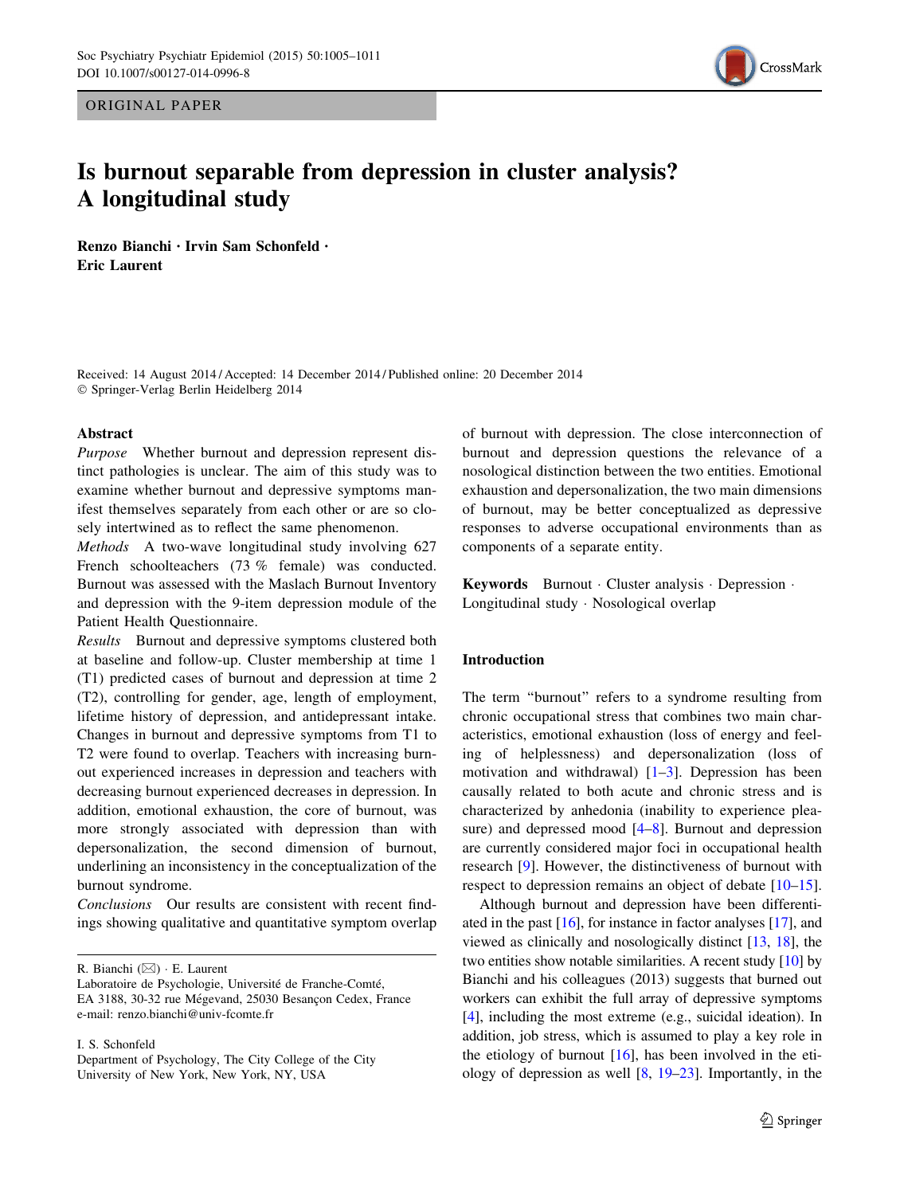ORIGINAL PAPER

# Is burnout separable from depression in cluster analysis? A longitudinal study

**Renzo Bianchi · Irvin Sam Schonfeld · Eric Laurent**

Received: 14 August 2014 / Accepted: 14 December 2014 / Published online: 20 December 2014
© Springer-Verlag Berlin Heidelberg 2014

## Abstract

*Purpose* Whether burnout and depression represent distinct pathologies is unclear. The aim of this study was to examine whether burnout and depressive symptoms manifest themselves separately from each other or are so closely intertwined as to reflect the same phenomenon.

*Methods* A two-wave longitudinal study involving 627 French schoolteachers (73 % female) was conducted. Burnout was assessed with the Maslach Burnout Inventory and depression with the 9-item depression module of the Patient Health Questionnaire.

*Results* Burnout and depressive symptoms clustered both at baseline and follow-up. Cluster membership at time 1 (T1) predicted cases of burnout and depression at time 2 (T2), controlling for gender, age, length of employment, lifetime history of depression, and antidepressant intake. Changes in burnout and depressive symptoms from T1 to T2 were found to overlap. Teachers with increasing burnout experienced increases in depression and teachers with decreasing burnout experienced decreases in depression. In addition, emotional exhaustion, the core of burnout, was more strongly associated with depression than with depersonalization, the second dimension of burnout, underlining an inconsistency in the conceptualization of the burnout syndrome.

*Conclusions* Our results are consistent with recent findings showing qualitative and quantitative symptom overlap of burnout with depression. The close interconnection of burnout and depression questions the relevance of a nosological distinction between the two entities. Emotional exhaustion and depersonalization, the two main dimensions of burnout, may be better conceptualized as depressive responses to adverse occupational environments than as components of a separate entity.

**Keywords** Burnout · Cluster analysis · Depression · Longitudinal study · Nosological overlap

R. Bianchi (✉) · E. Laurent
Laboratoire de Psychologie, Université de Franche-Comté, EA 3188, 30-32 rue Mégevand, 25030 Besançon Cedex, France
e-mail: renzo.bianchi@univ-fcomte.fr

I. S. Schonfeld
Department of Psychology, The City College of the City University of New York, New York, NY, USA

## Introduction

The term "burnout" refers to a syndrome resulting from chronic occupational stress that combines two main characteristics, emotional exhaustion (loss of energy and feeling of helplessness) and depersonalization (loss of motivation and withdrawal) [1–3]. Depression has been causally related to both acute and chronic stress and is characterized by anhedonia (inability to experience pleasure) and depressed mood [4–8]. Burnout and depression are currently considered major foci in occupational health research [9]. However, the distinctiveness of burnout with respect to depression remains an object of debate [10–15].

Although burnout and depression have been differentiated in the past [16], for instance in factor analyses [17], and viewed as clinically and nosologically distinct [13, 18], the two entities show notable similarities. A recent study [10] by Bianchi and his colleagues (2013) suggests that burned out workers can exhibit the full array of depressive symptoms [4], including the most extreme (e.g., suicidal ideation). In addition, job stress, which is assumed to play a key role in the etiology of burnout [16], has been involved in the etiology of depression as well [8, 19–23]. Importantly, in the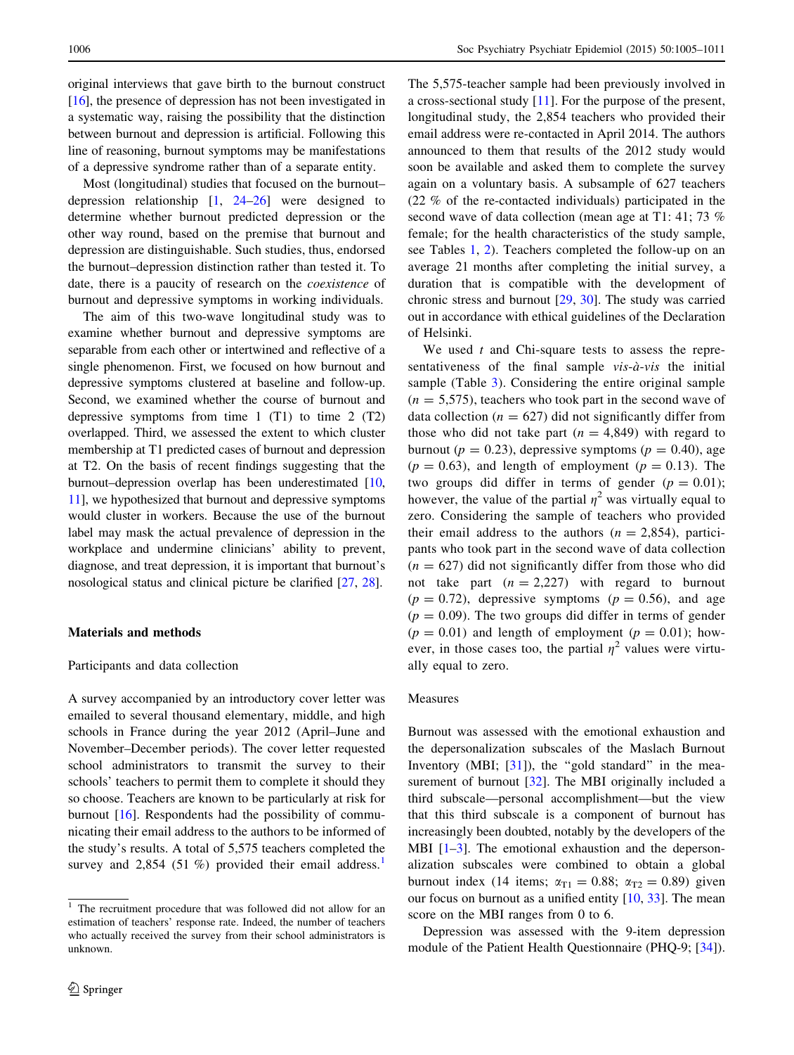original interviews that gave birth to the burnout construct [16], the presence of depression has not been investigated in a systematic way, raising the possibility that the distinction between burnout and depression is artificial. Following this line of reasoning, burnout symptoms may be manifestations of a depressive syndrome rather than of a separate entity.

Most (longitudinal) studies that focused on the burnout–depression relationship [1, 24–26] were designed to determine whether burnout predicted depression or the other way round, based on the premise that burnout and depression are distinguishable. Such studies, thus, endorsed the burnout–depression distinction rather than tested it. To date, there is a paucity of research on the *coexistence* of burnout and depressive symptoms in working individuals.

The aim of this two-wave longitudinal study was to examine whether burnout and depressive symptoms are separable from each other or intertwined and reflective of a single phenomenon. First, we focused on how burnout and depressive symptoms clustered at baseline and follow-up. Second, we examined whether the course of burnout and depressive symptoms from time 1 (T1) to time 2 (T2) overlapped. Third, we assessed the extent to which cluster membership at T1 predicted cases of burnout and depression at T2. On the basis of recent findings suggesting that the burnout–depression overlap has been underestimated [10, 11], we hypothesized that burnout and depressive symptoms would cluster in workers. Because the use of the burnout label may mask the actual prevalence of depression in the workplace and undermine clinicians' ability to prevent, diagnose, and treat depression, it is important that burnout's nosological status and clinical picture be clarified [27, 28].

## Materials and methods

### Participants and data collection

A survey accompanied by an introductory cover letter was emailed to several thousand elementary, middle, and high schools in France during the year 2012 (April–June and November–December periods). The cover letter requested school administrators to transmit the survey to their schools' teachers to permit them to complete it should they so choose. Teachers are known to be particularly at risk for burnout [16]. Respondents had the possibility of communicating their email address to the authors to be informed of the study's results. A total of 5,575 teachers completed the survey and 2,854 (51 %) provided their email address.[1]

The 5,575-teacher sample had been previously involved in a cross-sectional study [11]. For the purpose of the present, longitudinal study, the 2,854 teachers who provided their email address were re-contacted in April 2014. The authors announced to them that results of the 2012 study would soon be available and asked them to complete the survey again on a voluntary basis. A subsample of 627 teachers (22 % of the re-contacted individuals) participated in the second wave of data collection (mean age at T1: 41; 73 % female; for the health characteristics of the study sample, see Tables 1, 2). Teachers completed the follow-up on an average 21 months after completing the initial survey, a duration that is compatible with the development of chronic stress and burnout [29, 30]. The study was carried out in accordance with ethical guidelines of the Declaration of Helsinki.

We used $t$ and Chi-square tests to assess the representativeness of the final sample *vis-à-vis* the initial sample (Table 3). Considering the entire original sample ($n = 5{,}575$), teachers who took part in the second wave of data collection ($n = 627$) did not significantly differ from those who did not take part ($n = 4{,}849$) with regard to burnout ($p = 0.23$), depressive symptoms ($p = 0.40$), age ($p = 0.63$), and length of employment ($p = 0.13$). The two groups did differ in terms of gender ($p = 0.01$); however, the value of the partial $\eta^2$ was virtually equal to zero. Considering the sample of teachers who provided their email address to the authors ($n = 2{,}854$), participants who took part in the second wave of data collection ($n = 627$) did not significantly differ from those who did not take part ($n = 2{,}227$) with regard to burnout ($p = 0.72$), depressive symptoms ($p = 0.56$), and age ($p = 0.09$). The two groups did differ in terms of gender ($p = 0.01$) and length of employment ($p = 0.01$); however, in those cases too, the partial $\eta^2$ values were virtually equal to zero.

### Measures

Burnout was assessed with the emotional exhaustion and the depersonalization subscales of the Maslach Burnout Inventory (MBI; [31]), the "gold standard" in the measurement of burnout [32]. The MBI originally included a third subscale—personal accomplishment—but the view that this third subscale is a component of burnout has increasingly been doubted, notably by the developers of the MBI [1–3]. The emotional exhaustion and the depersonalization subscales were combined to obtain a global burnout index (14 items; $\alpha_{T1} = 0.88$; $\alpha_{T2} = 0.89$) given our focus on burnout as a unified entity [10, 33]. The mean score on the MBI ranges from 0 to 6.

Depression was assessed with the 9-item depression module of the Patient Health Questionnaire (PHQ-9; [34]).

[1] The recruitment procedure that was followed did not allow for an estimation of teachers' response rate. Indeed, the number of teachers who actually received the survey from their school administrators is unknown.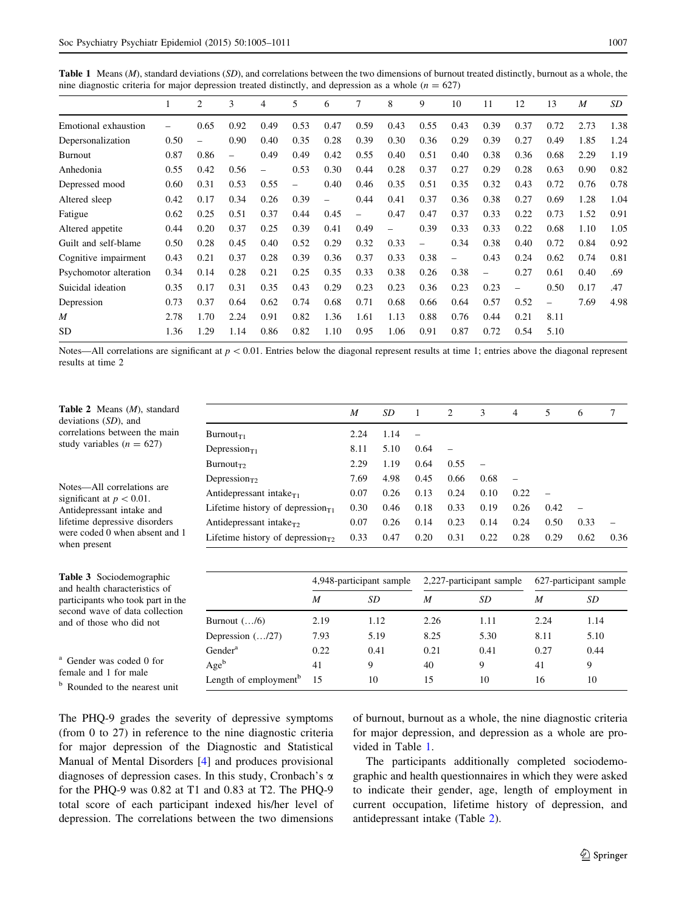**Table 1** Means (*M*), standard deviations (*SD*), and correlations between the two dimensions of burnout treated distinctly, burnout as a whole, the nine diagnostic criteria for major depression treated distinctly, and depression as a whole ($n = 627$)

| | 1 | 2 | 3 | 4 | 5 | 6 | 7 | 8 | 9 | 10 | 11 | 12 | 13 | *M* | *SD* |
|---|---|---|---|---|---|---|---|---|---|---|---|---|---|---|---|
| Emotional exhaustion | – | 0.65 | 0.92 | 0.49 | 0.53 | 0.47 | 0.59 | 0.43 | 0.55 | 0.43 | 0.39 | 0.37 | 0.72 | 2.73 | 1.38 |
| Depersonalization | 0.50 | – | 0.90 | 0.40 | 0.35 | 0.28 | 0.39 | 0.30 | 0.36 | 0.29 | 0.39 | 0.27 | 0.49 | 1.85 | 1.24 |
| Burnout | 0.87 | 0.86 | – | 0.49 | 0.49 | 0.42 | 0.55 | 0.40 | 0.51 | 0.40 | 0.38 | 0.36 | 0.68 | 2.29 | 1.19 |
| Anhedonia | 0.55 | 0.42 | 0.56 | – | 0.53 | 0.30 | 0.44 | 0.28 | 0.37 | 0.27 | 0.29 | 0.28 | 0.63 | 0.90 | 0.82 |
| Depressed mood | 0.60 | 0.31 | 0.53 | 0.55 | – | 0.40 | 0.46 | 0.35 | 0.51 | 0.35 | 0.32 | 0.43 | 0.72 | 0.76 | 0.78 |
| Altered sleep | 0.42 | 0.17 | 0.34 | 0.26 | 0.39 | – | 0.44 | 0.41 | 0.37 | 0.36 | 0.38 | 0.27 | 0.69 | 1.28 | 1.04 |
| Fatigue | 0.62 | 0.25 | 0.51 | 0.37 | 0.44 | 0.45 | – | 0.47 | 0.47 | 0.37 | 0.33 | 0.22 | 0.73 | 1.52 | 0.91 |
| Altered appetite | 0.44 | 0.20 | 0.37 | 0.25 | 0.39 | 0.41 | 0.49 | – | 0.39 | 0.33 | 0.33 | 0.22 | 0.68 | 1.10 | 1.05 |
| Guilt and self-blame | 0.50 | 0.28 | 0.45 | 0.40 | 0.52 | 0.29 | 0.32 | 0.33 | – | 0.34 | 0.38 | 0.40 | 0.72 | 0.84 | 0.92 |
| Cognitive impairment | 0.43 | 0.21 | 0.37 | 0.28 | 0.39 | 0.36 | 0.37 | 0.33 | 0.38 | – | 0.43 | 0.24 | 0.62 | 0.74 | 0.81 |
| Psychomotor alteration | 0.34 | 0.14 | 0.28 | 0.21 | 0.25 | 0.35 | 0.33 | 0.38 | 0.26 | 0.38 | – | 0.27 | 0.61 | 0.40 | .69 |
| Suicidal ideation | 0.35 | 0.17 | 0.31 | 0.35 | 0.43 | 0.29 | 0.23 | 0.23 | 0.36 | 0.23 | 0.23 | – | 0.50 | 0.17 | .47 |
| Depression | 0.73 | 0.37 | 0.64 | 0.62 | 0.74 | 0.68 | 0.71 | 0.68 | 0.66 | 0.64 | 0.57 | 0.52 | – | 7.69 | 4.98 |
| *M* | 2.78 | 1.70 | 2.24 | 0.91 | 0.82 | 1.36 | 1.61 | 1.13 | 0.88 | 0.76 | 0.44 | 0.21 | 8.11 | | |
| SD | 1.36 | 1.29 | 1.14 | 0.86 | 0.82 | 1.10 | 0.95 | 1.06 | 0.91 | 0.87 | 0.72 | 0.54 | 5.10 | | |

Notes—All correlations are significant at $p < 0.01$. Entries below the diagonal represent results at time 1; entries above the diagonal represent results at time 2

**Table 2** Means (*M*), standard deviations (*SD*), and correlations between the main study variables ($n = 627$)

| | *M* | *SD* | 1 | 2 | 3 | 4 | 5 | 6 | 7 |
|---|---|---|---|---|---|---|---|---|---|
| $\text{Burnout}_{T1}$ | 2.24 | 1.14 | – | | | | | | |
| $\text{Depression}_{T1}$ | 8.11 | 5.10 | 0.64 | – | | | | | |
| $\text{Burnout}_{T2}$ | 2.29 | 1.19 | 0.64 | 0.55 | – | | | | |
| $\text{Depression}_{T2}$ | 7.69 | 4.98 | 0.45 | 0.66 | 0.68 | – | | | |
| Antidepressant $\text{intake}_{T1}$ | 0.07 | 0.26 | 0.13 | 0.24 | 0.10 | 0.22 | – | | |
| Lifetime history of $\text{depression}_{T1}$ | 0.30 | 0.46 | 0.18 | 0.33 | 0.19 | 0.26 | 0.42 | – | |
| Antidepressant $\text{intake}_{T2}$ | 0.07 | 0.26 | 0.14 | 0.23 | 0.14 | 0.24 | 0.50 | 0.33 | – |
| Lifetime history of $\text{depression}_{T2}$ | 0.33 | 0.47 | 0.20 | 0.31 | 0.22 | 0.28 | 0.29 | 0.62 | 0.36 |

Notes—All correlations are significant at $p < 0.01$. Antidepressant intake and lifetime depressive disorders were coded 0 when absent and 1 when present

**Table 3** Sociodemographic and health characteristics of participants who took part in the second wave of data collection and of those who did not

| | 4,948-participant sample | | 2,227-participant sample | | 627-participant sample | |
|---|---|---|---|---|---|---|
| | *M* | *SD* | *M* | *SD* | *M* | *SD* |
| Burnout (…/6) | 2.19 | 1.12 | 2.26 | 1.11 | 2.24 | 1.14 |
| Depression (…/27) | 7.93 | 5.19 | 8.25 | 5.30 | 8.11 | 5.10 |
| Gender[a] | 0.22 | 0.41 | 0.21 | 0.41 | 0.27 | 0.44 |
| Age[b] | 41 | 9 | 40 | 9 | 41 | 9 |
| Length of employment[b] | 15 | 10 | 15 | 10 | 16 | 10 |

[a] Gender was coded 0 for female and 1 for male

[b] Rounded to the nearest unit

The PHQ-9 grades the severity of depressive symptoms (from 0 to 27) in reference to the nine diagnostic criteria for major depression of the Diagnostic and Statistical Manual of Mental Disorders [4] and produces provisional diagnoses of depression cases. In this study, Cronbach's α for the PHQ-9 was 0.82 at T1 and 0.83 at T2. The PHQ-9 total score of each participant indexed his/her level of depression. The correlations between the two dimensions of burnout, burnout as a whole, the nine diagnostic criteria for major depression, and depression as a whole are provided in Table 1.

The participants additionally completed sociodemographic and health questionnaires in which they were asked to indicate their gender, age, length of employment in current occupation, lifetime history of depression, and antidepressant intake (Table 2).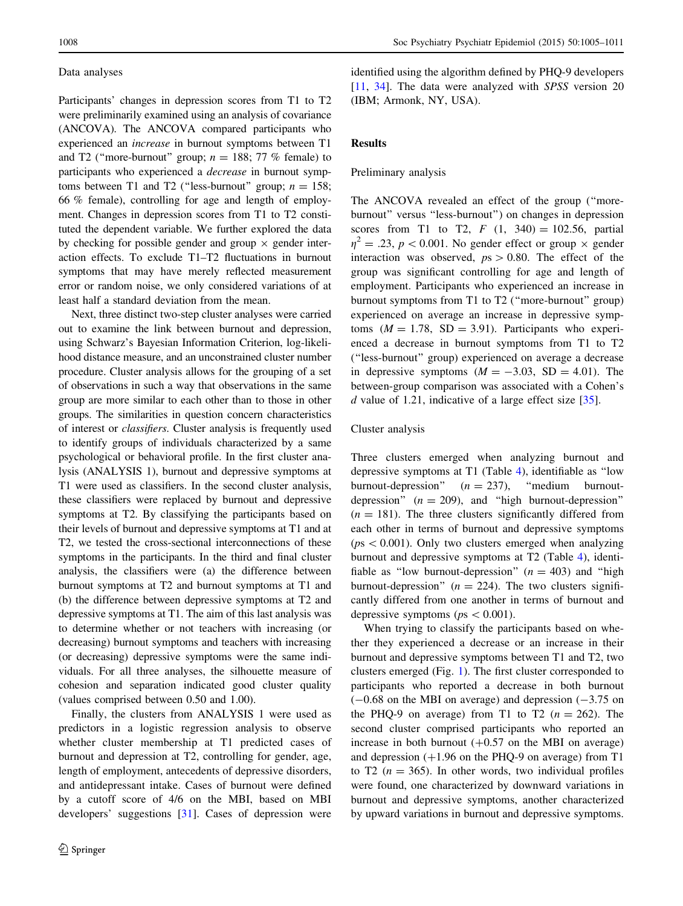### Data analyses

Participants' changes in depression scores from T1 to T2 were preliminarily examined using an analysis of covariance (ANCOVA). The ANCOVA compared participants who experienced an *increase* in burnout symptoms between T1 and T2 ("more-burnout" group; $n = 188$; 77 % female) to participants who experienced a *decrease* in burnout symptoms between T1 and T2 ("less-burnout" group; $n = 158$; 66 % female), controlling for age and length of employment. Changes in depression scores from T1 to T2 constituted the dependent variable. We further explored the data by checking for possible gender and group × gender interaction effects. To exclude T1–T2 fluctuations in burnout symptoms that may have merely reflected measurement error or random noise, we only considered variations of at least half a standard deviation from the mean.

Next, three distinct two-step cluster analyses were carried out to examine the link between burnout and depression, using Schwarz's Bayesian Information Criterion, log-likelihood distance measure, and an unconstrained cluster number procedure. Cluster analysis allows for the grouping of a set of observations in such a way that observations in the same group are more similar to each other than to those in other groups. The similarities in question concern characteristics of interest or *classifiers*. Cluster analysis is frequently used to identify groups of individuals characterized by a same psychological or behavioral profile. In the first cluster analysis (ANALYSIS 1), burnout and depressive symptoms at T1 were used as classifiers. In the second cluster analysis, these classifiers were replaced by burnout and depressive symptoms at T2. By classifying the participants based on their levels of burnout and depressive symptoms at T1 and at T2, we tested the cross-sectional interconnections of these symptoms in the participants. In the third and final cluster analysis, the classifiers were (a) the difference between burnout symptoms at T2 and burnout symptoms at T1 and (b) the difference between depressive symptoms at T2 and depressive symptoms at T1. The aim of this last analysis was to determine whether or not teachers with increasing (or decreasing) burnout symptoms and teachers with increasing (or decreasing) depressive symptoms were the same individuals. For all three analyses, the silhouette measure of cohesion and separation indicated good cluster quality (values comprised between 0.50 and 1.00).

Finally, the clusters from ANALYSIS 1 were used as predictors in a logistic regression analysis to observe whether cluster membership at T1 predicted cases of burnout and depression at T2, controlling for gender, age, length of employment, antecedents of depressive disorders, and antidepressant intake. Cases of burnout were defined by a cutoff score of 4/6 on the MBI, based on MBI developers' suggestions [31]. Cases of depression were identified using the algorithm defined by PHQ-9 developers [11, 34]. The data were analyzed with *SPSS* version 20 (IBM; Armonk, NY, USA).

## Results

### Preliminary analysis

The ANCOVA revealed an effect of the group ("more-burnout" versus "less-burnout") on changes in depression scores from T1 to T2, $F\ (1,\ 340) = 102.56$, partial $\eta^2 = .23$, $p < 0.001$. No gender effect or group × gender interaction was observed, $p\text{s} > 0.80$. The effect of the group was significant controlling for age and length of employment. Participants who experienced an increase in burnout symptoms from T1 to T2 ("more-burnout" group) experienced on average an increase in depressive symptoms ($M = 1.78$, $\text{SD} = 3.91$). Participants who experienced a decrease in burnout symptoms from T1 to T2 ("less-burnout" group) experienced on average a decrease in depressive symptoms ($M = -3.03$, $\text{SD} = 4.01$). The between-group comparison was associated with a Cohen's $d$ value of 1.21, indicative of a large effect size [35].

### Cluster analysis

Three clusters emerged when analyzing burnout and depressive symptoms at T1 (Table 4), identifiable as "low burnout-depression" ($n = 237$), "medium burnout-depression" ($n = 209$), and "high burnout-depression" ($n = 181$). The three clusters significantly differed from each other in terms of burnout and depressive symptoms ($p\text{s} < 0.001$). Only two clusters emerged when analyzing burnout and depressive symptoms at T2 (Table 4), identifiable as "low burnout-depression" ($n = 403$) and "high burnout-depression" ($n = 224$). The two clusters significantly differed from one another in terms of burnout and depressive symptoms ($p\text{s} < 0.001$).

When trying to classify the participants based on whether they experienced a decrease or an increase in their burnout and depressive symptoms between T1 and T2, two clusters emerged (Fig. 1). The first cluster corresponded to participants who reported a decrease in both burnout (−0.68 on the MBI on average) and depression (−3.75 on the PHQ-9 on average) from T1 to T2 ($n = 262$). The second cluster comprised participants who reported an increase in both burnout (+0.57 on the MBI on average) and depression (+1.96 on the PHQ-9 on average) from T1 to T2 ($n = 365$). In other words, two individual profiles were found, one characterized by downward variations in burnout and depressive symptoms, another characterized by upward variations in burnout and depressive symptoms.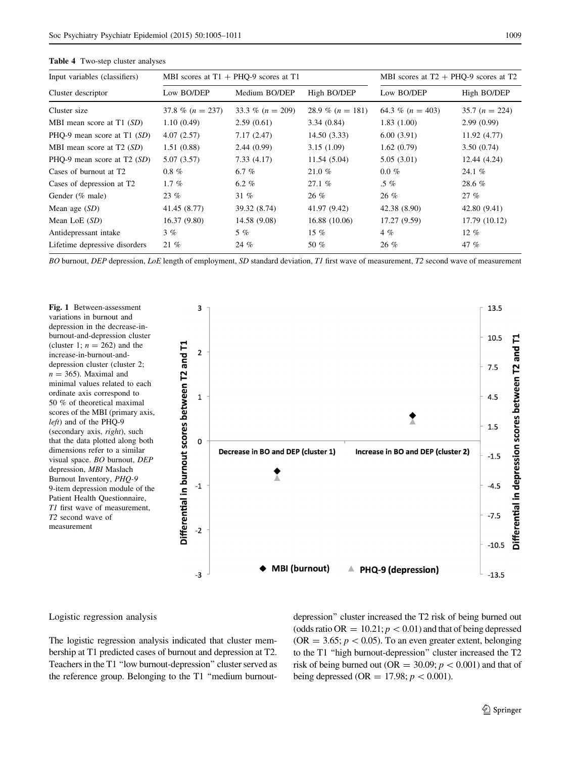**Table 4** Two-step cluster analyses

| Input variables (classifiers) | MBI scores at T1 + PHQ-9 scores at T1 | | | MBI scores at T2 + PHQ-9 scores at T2 | |
|---|---|---|---|---|---|
| Cluster descriptor | Low BO/DEP | Medium BO/DEP | High BO/DEP | Low BO/DEP | High BO/DEP |
| Cluster size | 37.8 % ($n = 237$) | 33.3 % ($n = 209$) | 28.9 % ($n = 181$) | 64.3 % ($n = 403$) | 35.7 ($n = 224$) |
| MBI mean score at T1 (*SD*) | 1.10 (0.49) | 2.59 (0.61) | 3.34 (0.84) | 1.83 (1.00) | 2.99 (0.99) |
| PHQ-9 mean score at T1 (*SD*) | 4.07 (2.57) | 7.17 (2.47) | 14.50 (3.33) | 6.00 (3.91) | 11.92 (4.77) |
| MBI mean score at T2 (*SD*) | 1.51 (0.88) | 2.44 (0.99) | 3.15 (1.09) | 1.62 (0.79) | 3.50 (0.74) |
| PHQ-9 mean score at T2 (*SD*) | 5.07 (3.57) | 7.33 (4.17) | 11.54 (5.04) | 5.05 (3.01) | 12.44 (4.24) |
| Cases of burnout at T2 | 0.8 % | 6.7 % | 21.0 % | 0.0 % | 24.1 % |
| Cases of depression at T2 | 1.7 % | 6.2 % | 27.1 % | .5 % | 28.6 % |
| Gender (% male) | 23 % | 31 % | 26 % | 26 % | 27 % |
| Mean age (*SD*) | 41.45 (8.77) | 39.32 (8.74) | 41.97 (9.42) | 42.38 (8.90) | 42.80 (9.41) |
| Mean LoE (*SD*) | 16.37 (9.80) | 14.58 (9.08) | 16.88 (10.06) | 17.27 (9.59) | 17.79 (10.12) |
| Antidepressant intake | 3 % | 5 % | 15 % | 4 % | 12 % |
| Lifetime depressive disorders | 21 % | 24 % | 50 % | 26 % | 47 % |

*BO* burnout, *DEP* depression, *LoE* length of employment, *SD* standard deviation, *T1* first wave of measurement, *T2* second wave of measurement

**Fig. 1** Between-assessment variations in burnout and depression in the decrease-in-burnout-and-depression cluster (cluster 1; $n = 262$) and the increase-in-burnout-and-depression cluster (cluster 2; $n = 365$). Maximal and minimal values related to each ordinate axis correspond to 50 % of theoretical maximal scores of the MBI (primary axis, *left*) and of the PHQ-9 (secondary axis, *right*), such that the data plotted along both dimensions refer to a similar visual space. *BO* burnout, *DEP* depression, *MBI* Maslach Burnout Inventory, *PHQ-9* 9-item depression module of the Patient Health Questionnaire, *T1* first wave of measurement, *T2* second wave of measurement

### Logistic regression analysis

The logistic regression analysis indicated that cluster membership at T1 predicted cases of burnout and depression at T2. Teachers in the T1 "low burnout-depression" cluster served as the reference group. Belonging to the T1 "medium burnout-depression" cluster increased the T2 risk of being burned out (odds ratio OR = 10.21; $p < 0.01$) and that of being depressed (OR = 3.65; $p < 0.05$). To an even greater extent, belonging to the T1 "high burnout-depression" cluster increased the T2 risk of being burned out (OR = 30.09; $p < 0.001$) and that of being depressed (OR = 17.98; $p < 0.001$).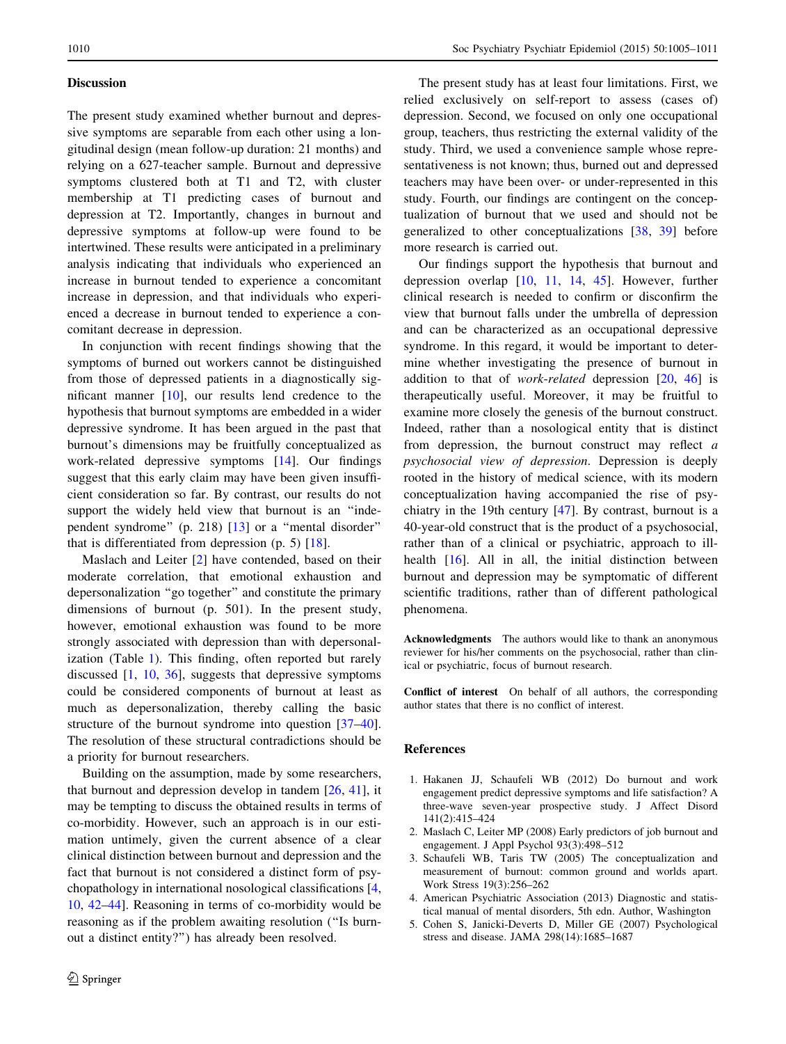## Discussion

The present study examined whether burnout and depressive symptoms are separable from each other using a longitudinal design (mean follow-up duration: 21 months) and relying on a 627-teacher sample. Burnout and depressive symptoms clustered both at T1 and T2, with cluster membership at T1 predicting cases of burnout and depression at T2. Importantly, changes in burnout and depressive symptoms at follow-up were found to be intertwined. These results were anticipated in a preliminary analysis indicating that individuals who experienced an increase in burnout tended to experience a concomitant increase in depression, and that individuals who experienced a decrease in burnout tended to experience a concomitant decrease in depression.

In conjunction with recent findings showing that the symptoms of burned out workers cannot be distinguished from those of depressed patients in a diagnostically significant manner [10], our results lend credence to the hypothesis that burnout symptoms are embedded in a wider depressive syndrome. It has been argued in the past that burnout's dimensions may be fruitfully conceptualized as work-related depressive symptoms [14]. Our findings suggest that this early claim may have been given insufficient consideration so far. By contrast, our results do not support the widely held view that burnout is an "independent syndrome" (p. 218) [13] or a "mental disorder" that is differentiated from depression (p. 5) [18].

Maslach and Leiter [2] have contended, based on their moderate correlation, that emotional exhaustion and depersonalization "go together" and constitute the primary dimensions of burnout (p. 501). In the present study, however, emotional exhaustion was found to be more strongly associated with depression than with depersonalization (Table 1). This finding, often reported but rarely discussed [1, 10, 36], suggests that depressive symptoms could be considered components of burnout at least as much as depersonalization, thereby calling the basic structure of the burnout syndrome into question [37–40]. The resolution of these structural contradictions should be a priority for burnout researchers.

Building on the assumption, made by some researchers, that burnout and depression develop in tandem [26, 41], it may be tempting to discuss the obtained results in terms of co-morbidity. However, such an approach is in our estimation untimely, given the current absence of a clear clinical distinction between burnout and depression and the fact that burnout is not considered a distinct form of psychopathology in international nosological classifications [4, 10, 42–44]. Reasoning in terms of co-morbidity would be reasoning as if the problem awaiting resolution ("Is burnout a distinct entity?") has already been resolved.

The present study has at least four limitations. First, we relied exclusively on self-report to assess (cases of) depression. Second, we focused on only one occupational group, teachers, thus restricting the external validity of the study. Third, we used a convenience sample whose representativeness is not known; thus, burned out and depressed teachers may have been over- or under-represented in this study. Fourth, our findings are contingent on the conceptualization of burnout that we used and should not be generalized to other conceptualizations [38, 39] before more research is carried out.

Our findings support the hypothesis that burnout and depression overlap [10, 11, 14, 45]. However, further clinical research is needed to confirm or disconfirm the view that burnout falls under the umbrella of depression and can be characterized as an occupational depressive syndrome. In this regard, it would be important to determine whether investigating the presence of burnout in addition to that of *work-related* depression [20, 46] is therapeutically useful. Moreover, it may be fruitful to examine more closely the genesis of the burnout construct. Indeed, rather than a nosological entity that is distinct from depression, the burnout construct may reflect *a psychosocial view of depression*. Depression is deeply rooted in the history of medical science, with its modern conceptualization having accompanied the rise of psychiatry in the 19th century [47]. By contrast, burnout is a 40-year-old construct that is the product of a psychosocial, rather than of a clinical or psychiatric, approach to ill-health [16]. All in all, the initial distinction between burnout and depression may be symptomatic of different scientific traditions, rather than of different pathological phenomena.

**Acknowledgments** The authors would like to thank an anonymous reviewer for his/her comments on the psychosocial, rather than clinical or psychiatric, focus of burnout research.

**Conflict of interest** On behalf of all authors, the corresponding author states that there is no conflict of interest.

## References

1. Hakanen JJ, Schaufeli WB (2012) Do burnout and work engagement predict depressive symptoms and life satisfaction? A three-wave seven-year prospective study. J Affect Disord 141(2):415–424
2. Maslach C, Leiter MP (2008) Early predictors of job burnout and engagement. J Appl Psychol 93(3):498–512
3. Schaufeli WB, Taris TW (2005) The conceptualization and measurement of burnout: common ground and worlds apart. Work Stress 19(3):256–262
4. American Psychiatric Association (2013) Diagnostic and statistical manual of mental disorders, 5th edn. Author, Washington
5. Cohen S, Janicki-Deverts D, Miller GE (2007) Psychological stress and disease. JAMA 298(14):1685–1687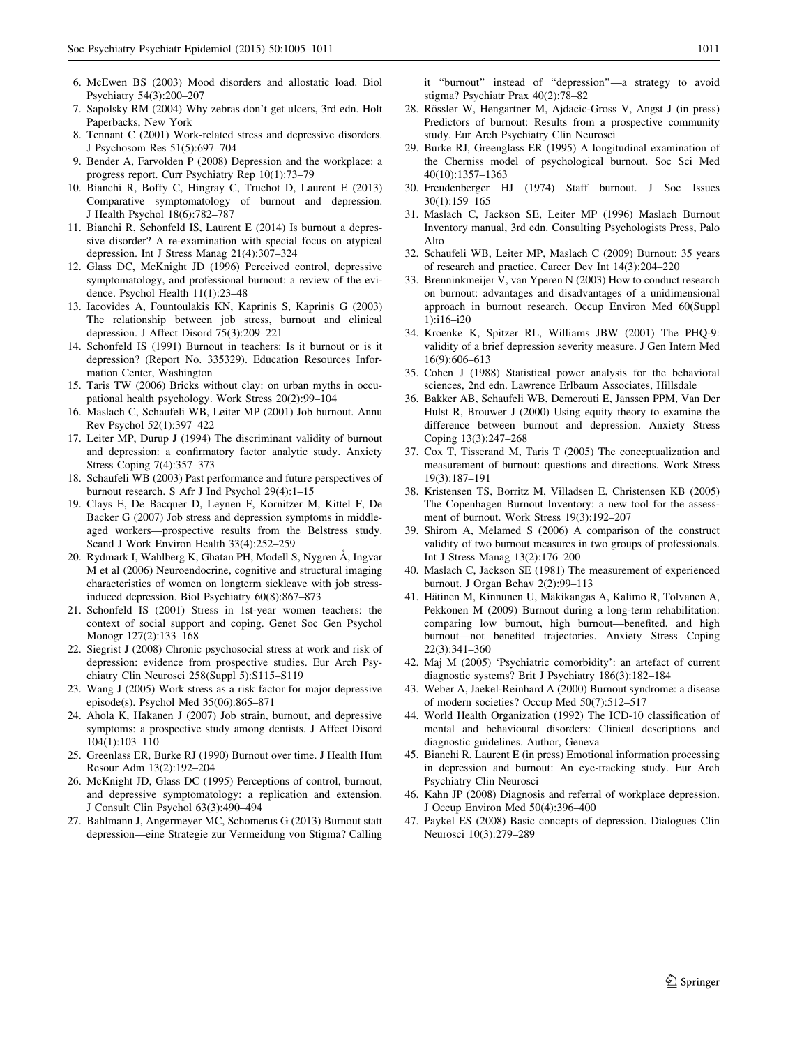6. McEwen BS (2003) Mood disorders and allostatic load. Biol Psychiatry 54(3):200–207
7. Sapolsky RM (2004) Why zebras don't get ulcers, 3rd edn. Holt Paperbacks, New York
8. Tennant C (2001) Work-related stress and depressive disorders. J Psychosom Res 51(5):697–704
9. Bender A, Farvolden P (2008) Depression and the workplace: a progress report. Curr Psychiatry Rep 10(1):73–79
10. Bianchi R, Boffy C, Hingray C, Truchot D, Laurent E (2013) Comparative symptomatology of burnout and depression. J Health Psychol 18(6):782–787
11. Bianchi R, Schonfeld IS, Laurent E (2014) Is burnout a depressive disorder? A re-examination with special focus on atypical depression. Int J Stress Manag 21(4):307–324
12. Glass DC, McKnight JD (1996) Perceived control, depressive symptomatology, and professional burnout: a review of the evidence. Psychol Health 11(1):23–48
13. Iacovides A, Fountoulakis KN, Kaprinis S, Kaprinis G (2003) The relationship between job stress, burnout and clinical depression. J Affect Disord 75(3):209–221
14. Schonfeld IS (1991) Burnout in teachers: Is it burnout or is it depression? (Report No. 335329). Education Resources Information Center, Washington
15. Taris TW (2006) Bricks without clay: on urban myths in occupational health psychology. Work Stress 20(2):99–104
16. Maslach C, Schaufeli WB, Leiter MP (2001) Job burnout. Annu Rev Psychol 52(1):397–422
17. Leiter MP, Durup J (1994) The discriminant validity of burnout and depression: a confirmatory factor analytic study. Anxiety Stress Coping 7(4):357–373
18. Schaufeli WB (2003) Past performance and future perspectives of burnout research. S Afr J Ind Psychol 29(4):1–15
19. Clays E, De Bacquer D, Leynen F, Kornitzer M, Kittel F, De Backer G (2007) Job stress and depression symptoms in middle-aged workers—prospective results from the Belstress study. Scand J Work Environ Health 33(4):252–259
20. Rydmark I, Wahlberg K, Ghatan PH, Modell S, Nygren Å, Ingvar M et al (2006) Neuroendocrine, cognitive and structural imaging characteristics of women on longterm sickleave with job stress-induced depression. Biol Psychiatry 60(8):867–873
21. Schonfeld IS (2001) Stress in 1st-year women teachers: the context of social support and coping. Genet Soc Gen Psychol Monogr 127(2):133–168
22. Siegrist J (2008) Chronic psychosocial stress at work and risk of depression: evidence from prospective studies. Eur Arch Psychiatry Clin Neurosci 258(Suppl 5):S115–S119
23. Wang J (2005) Work stress as a risk factor for major depressive episode(s). Psychol Med 35(06):865–871
24. Ahola K, Hakanen J (2007) Job strain, burnout, and depressive symptoms: a prospective study among dentists. J Affect Disord 104(1):103–110
25. Greenlass ER, Burke RJ (1990) Burnout over time. J Health Hum Resour Adm 13(2):192–204
26. McKnight JD, Glass DC (1995) Perceptions of control, burnout, and depressive symptomatology: a replication and extension. J Consult Clin Psychol 63(3):490–494
27. Bahlmann J, Angermeyer MC, Schomerus G (2013) Burnout statt depression—eine Strategie zur Vermeidung von Stigma? Calling it "burnout" instead of "depression"—a strategy to avoid stigma? Psychiatr Prax 40(2):78–82
28. Rössler W, Hengartner M, Ajdacic-Gross V, Angst J (in press) Predictors of burnout: Results from a prospective community study. Eur Arch Psychiatry Clin Neurosci
29. Burke RJ, Greenglass ER (1995) A longitudinal examination of the Cherniss model of psychological burnout. Soc Sci Med 40(10):1357–1363
30. Freudenberger HJ (1974) Staff burnout. J Soc Issues 30(1):159–165
31. Maslach C, Jackson SE, Leiter MP (1996) Maslach Burnout Inventory manual, 3rd edn. Consulting Psychologists Press, Palo Alto
32. Schaufeli WB, Leiter MP, Maslach C (2009) Burnout: 35 years of research and practice. Career Dev Int 14(3):204–220
33. Brenninkmeijer V, van Yperen N (2003) How to conduct research on burnout: advantages and disadvantages of a unidimensional approach in burnout research. Occup Environ Med 60(Suppl 1):i16–i20
34. Kroenke K, Spitzer RL, Williams JBW (2001) The PHQ-9: validity of a brief depression severity measure. J Gen Intern Med 16(9):606–613
35. Cohen J (1988) Statistical power analysis for the behavioral sciences, 2nd edn. Lawrence Erlbaum Associates, Hillsdale
36. Bakker AB, Schaufeli WB, Demerouti E, Janssen PPM, Van Der Hulst R, Brouwer J (2000) Using equity theory to examine the difference between burnout and depression. Anxiety Stress Coping 13(3):247–268
37. Cox T, Tisserand M, Taris T (2005) The conceptualization and measurement of burnout: questions and directions. Work Stress 19(3):187–191
38. Kristensen TS, Borritz M, Villadsen E, Christensen KB (2005) The Copenhagen Burnout Inventory: a new tool for the assessment of burnout. Work Stress 19(3):192–207
39. Shirom A, Melamed S (2006) A comparison of the construct validity of two burnout measures in two groups of professionals. Int J Stress Manag 13(2):176–200
40. Maslach C, Jackson SE (1981) The measurement of experienced burnout. J Organ Behav 2(2):99–113
41. Hätinen M, Kinnunen U, Mäkikangas A, Kalimo R, Tolvanen A, Pekkonen M (2009) Burnout during a long-term rehabilitation: comparing low burnout, high burnout—benefited, and high burnout—not benefited trajectories. Anxiety Stress Coping 22(3):341–360
42. Maj M (2005) 'Psychiatric comorbidity': an artefact of current diagnostic systems? Brit J Psychiatry 186(3):182–184
43. Weber A, Jaekel-Reinhard A (2000) Burnout syndrome: a disease of modern societies? Occup Med 50(7):512–517
44. World Health Organization (1992) The ICD-10 classification of mental and behavioural disorders: Clinical descriptions and diagnostic guidelines. Author, Geneva
45. Bianchi R, Laurent E (in press) Emotional information processing in depression and burnout: An eye-tracking study. Eur Arch Psychiatry Clin Neurosci
46. Kahn JP (2008) Diagnosis and referral of workplace depression. J Occup Environ Med 50(4):396–400
47. Paykel ES (2008) Basic concepts of depression. Dialogues Clin Neurosci 10(3):279–289